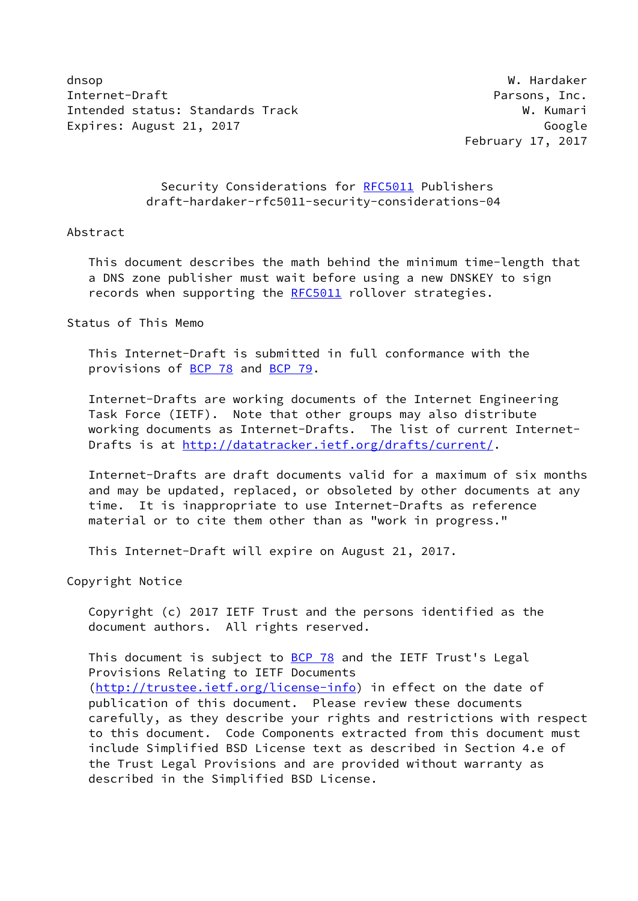dnsop W. Hardaker
Internet-Draft Parsons, Inc.
Intended status: Standards Track W. Kumari
Expires: August 21, 2017 Google
February 17, 2017

# Security Considerations for RFC5011 Publishers
draft-hardaker-rfc5011-security-considerations-04

## Abstract

This document describes the math behind the minimum time-length that a DNS zone publisher must wait before using a new DNSKEY to sign records when supporting the RFC5011 rollover strategies.

## Status of This Memo

This Internet-Draft is submitted in full conformance with the provisions of BCP 78 and BCP 79.

Internet-Drafts are working documents of the Internet Engineering Task Force (IETF). Note that other groups may also distribute working documents as Internet-Drafts. The list of current Internet-Drafts is at http://datatracker.ietf.org/drafts/current/.

Internet-Drafts are draft documents valid for a maximum of six months and may be updated, replaced, or obsoleted by other documents at any time. It is inappropriate to use Internet-Drafts as reference material or to cite them other than as "work in progress."

This Internet-Draft will expire on August 21, 2017.

## Copyright Notice

Copyright (c) 2017 IETF Trust and the persons identified as the document authors. All rights reserved.

This document is subject to BCP 78 and the IETF Trust's Legal Provisions Relating to IETF Documents (http://trustee.ietf.org/license-info) in effect on the date of publication of this document. Please review these documents carefully, as they describe your rights and restrictions with respect to this document. Code Components extracted from this document must include Simplified BSD License text as described in Section 4.e of the Trust Legal Provisions and are provided without warranty as described in the Simplified BSD License.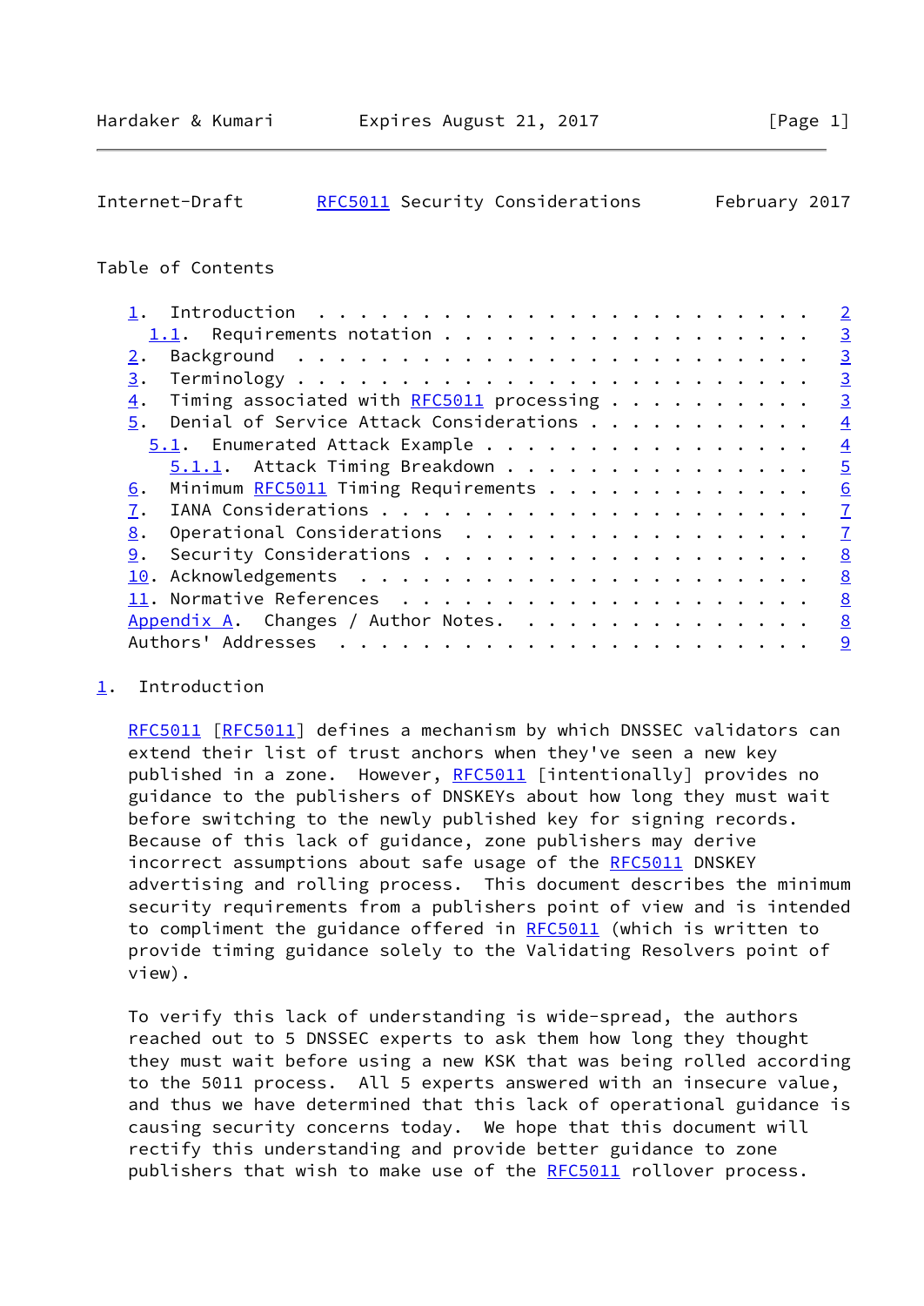## Table of Contents

- 1. Introduction . . . . . . . . . . . . . . . . . . . . . . . . 2
  - 1.1. Requirements notation . . . . . . . . . . . . . . . . . . 3
- 2. Background . . . . . . . . . . . . . . . . . . . . . . . . . 3
- 3. Terminology . . . . . . . . . . . . . . . . . . . . . . . . 3
- 4. Timing associated with RFC5011 processing . . . . . . . . . 3
- 5. Denial of Service Attack Considerations . . . . . . . . . . 4
  - 5.1. Enumerated Attack Example . . . . . . . . . . . . . . . . 4
    - 5.1.1. Attack Timing Breakdown . . . . . . . . . . . . . . . 5
- 6. Minimum RFC5011 Timing Requirements . . . . . . . . . . . . 6
- 7. IANA Considerations . . . . . . . . . . . . . . . . . . . . 7
- 8. Operational Considerations . . . . . . . . . . . . . . . . . 7
- 9. Security Considerations . . . . . . . . . . . . . . . . . . 8
- 10. Acknowledgements . . . . . . . . . . . . . . . . . . . . . 8
- 11. Normative References . . . . . . . . . . . . . . . . . . . 8
- Appendix A. Changes / Author Notes. . . . . . . . . . . . . . . 8
- Authors' Addresses . . . . . . . . . . . . . . . . . . . . . . 9

## 1. Introduction

RFC5011 [RFC5011] defines a mechanism by which DNSSEC validators can extend their list of trust anchors when they've seen a new key published in a zone. However, RFC5011 [intentionally] provides no guidance to the publishers of DNSKEYs about how long they must wait before switching to the newly published key for signing records. Because of this lack of guidance, zone publishers may derive incorrect assumptions about safe usage of the RFC5011 DNSKEY advertising and rolling process. This document describes the minimum security requirements from a publishers point of view and is intended to compliment the guidance offered in RFC5011 (which is written to provide timing guidance solely to the Validating Resolvers point of view).

To verify this lack of understanding is wide-spread, the authors reached out to 5 DNSSEC experts to ask them how long they thought they must wait before using a new KSK that was being rolled according to the 5011 process. All 5 experts answered with an insecure value, and thus we have determined that this lack of operational guidance is causing security concerns today. We hope that this document will rectify this understanding and provide better guidance to zone publishers that wish to make use of the RFC5011 rollover process.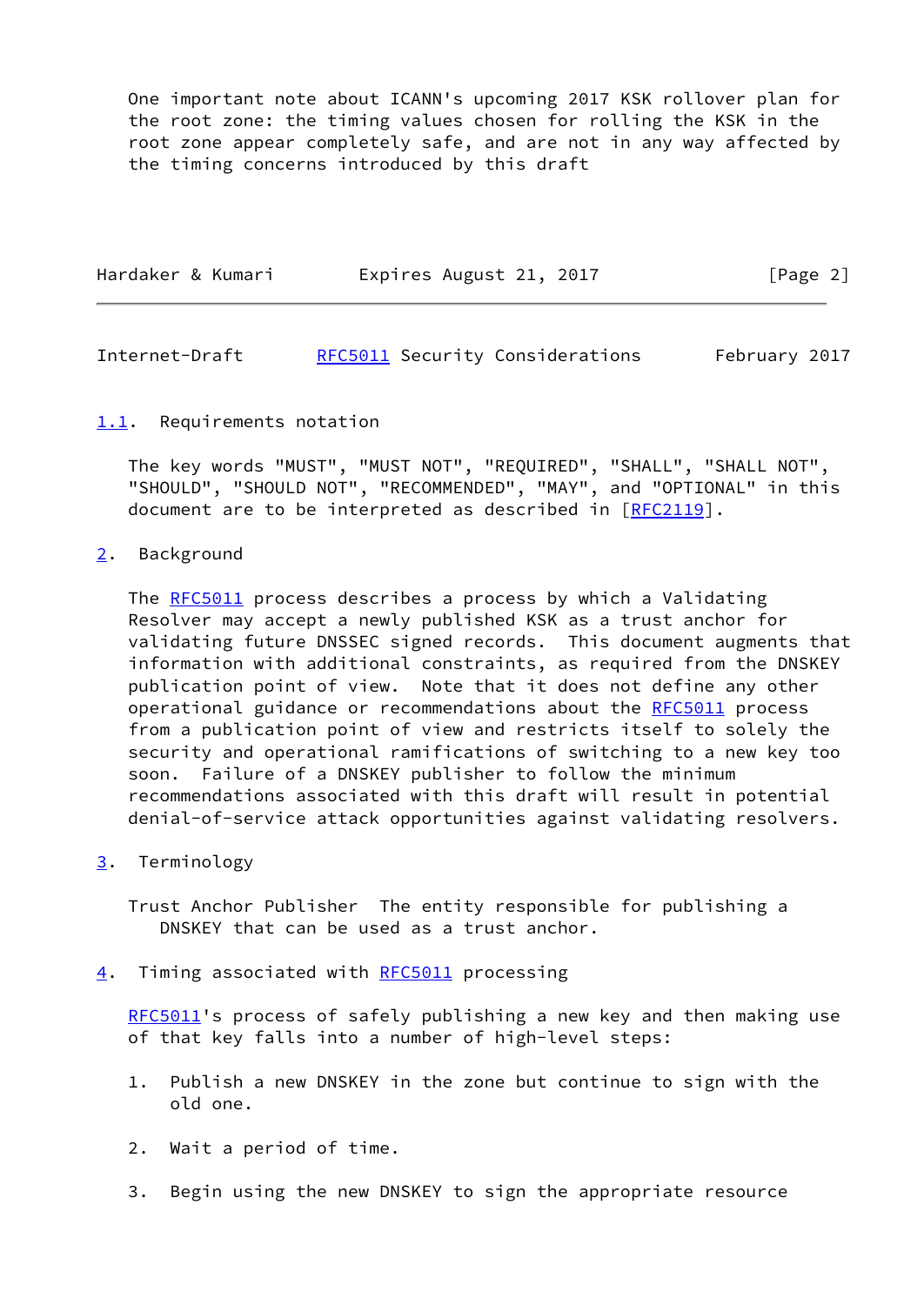One important note about ICANN's upcoming 2017 KSK rollover plan for the root zone: the timing values chosen for rolling the KSK in the root zone appear completely safe, and are not in any way affected by the timing concerns introduced by this draft

### 1.1. Requirements notation

The key words "MUST", "MUST NOT", "REQUIRED", "SHALL", "SHALL NOT", "SHOULD", "SHOULD NOT", "RECOMMENDED", "MAY", and "OPTIONAL" in this document are to be interpreted as described in [RFC2119].

## 2. Background

The RFC5011 process describes a process by which a Validating Resolver may accept a newly published KSK as a trust anchor for validating future DNSSEC signed records. This document augments that information with additional constraints, as required from the DNSKEY publication point of view. Note that it does not define any other operational guidance or recommendations about the RFC5011 process from a publication point of view and restricts itself to solely the security and operational ramifications of switching to a new key too soon. Failure of a DNSKEY publisher to follow the minimum recommendations associated with this draft will result in potential denial-of-service attack opportunities against validating resolvers.

## 3. Terminology

Trust Anchor Publisher  The entity responsible for publishing a DNSKEY that can be used as a trust anchor.

## 4. Timing associated with RFC5011 processing

RFC5011's process of safely publishing a new key and then making use of that key falls into a number of high-level steps:

1. Publish a new DNSKEY in the zone but continue to sign with the old one.

2. Wait a period of time.

3. Begin using the new DNSKEY to sign the appropriate resource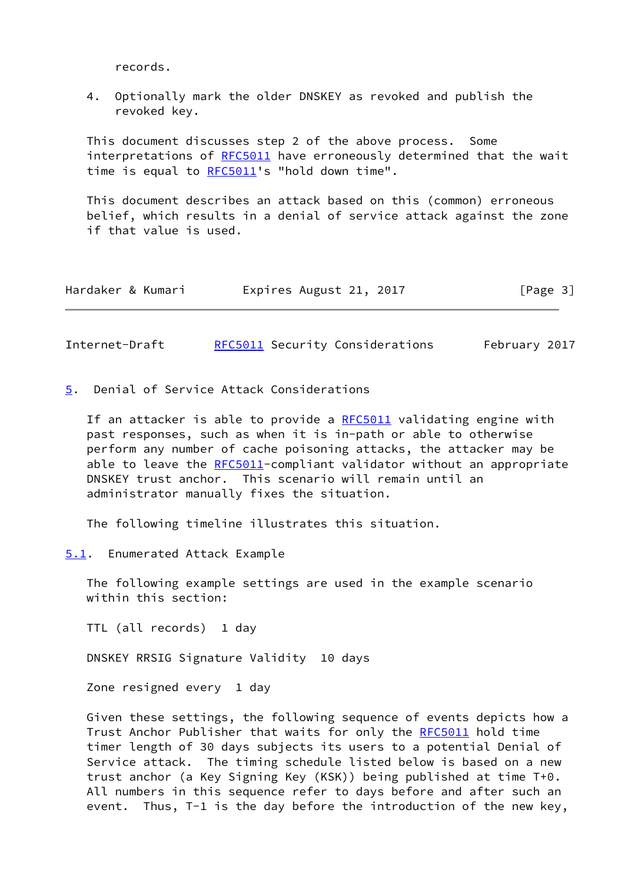records.

4. Optionally mark the older DNSKEY as revoked and publish the revoked key.

This document discusses step 2 of the above process. Some interpretations of RFC5011 have erroneously determined that the wait time is equal to RFC5011's "hold down time".

This document describes an attack based on this (common) erroneous belief, which results in a denial of service attack against the zone if that value is used.

## 5. Denial of Service Attack Considerations

If an attacker is able to provide a RFC5011 validating engine with past responses, such as when it is in-path or able to otherwise perform any number of cache poisoning attacks, the attacker may be able to leave the RFC5011-compliant validator without an appropriate DNSKEY trust anchor. This scenario will remain until an administrator manually fixes the situation.

The following timeline illustrates this situation.

### 5.1. Enumerated Attack Example

The following example settings are used in the example scenario within this section:

TTL (all records) 1 day

DNSKEY RRSIG Signature Validity 10 days

Zone resigned every 1 day

Given these settings, the following sequence of events depicts how a Trust Anchor Publisher that waits for only the RFC5011 hold time timer length of 30 days subjects its users to a potential Denial of Service attack. The timing schedule listed below is based on a new trust anchor (a Key Signing Key (KSK)) being published at time T+0. All numbers in this sequence refer to days before and after such an event. Thus, T-1 is the day before the introduction of the new key,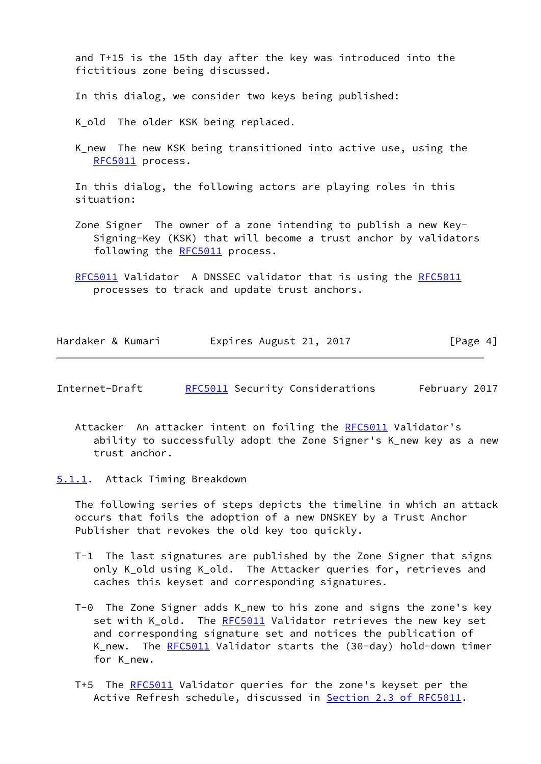and T+15 is the 15th day after the key was introduced into the fictitious zone being discussed.

In this dialog, we consider two keys being published:

K_old  The older KSK being replaced.

K_new  The new KSK being transitioned into active use, using the RFC5011 process.

In this dialog, the following actors are playing roles in this situation:

Zone Signer  The owner of a zone intending to publish a new Key-Signing-Key (KSK) that will become a trust anchor by validators following the RFC5011 process.

RFC5011 Validator  A DNSSEC validator that is using the RFC5011 processes to track and update trust anchors.

Attacker  An attacker intent on foiling the RFC5011 Validator's ability to successfully adopt the Zone Signer's K_new key as a new trust anchor.

#### 5.1.1. Attack Timing Breakdown

The following series of steps depicts the timeline in which an attack occurs that foils the adoption of a new DNSKEY by a Trust Anchor Publisher that revokes the old key too quickly.

T-1  The last signatures are published by the Zone Signer that signs only K_old using K_old. The Attacker queries for, retrieves and caches this keyset and corresponding signatures.

T-0  The Zone Signer adds K_new to his zone and signs the zone's key set with K_old. The RFC5011 Validator retrieves the new key set and corresponding signature set and notices the publication of K_new. The RFC5011 Validator starts the (30-day) hold-down timer for K_new.

T+5  The RFC5011 Validator queries for the zone's keyset per the Active Refresh schedule, discussed in Section 2.3 of RFC5011.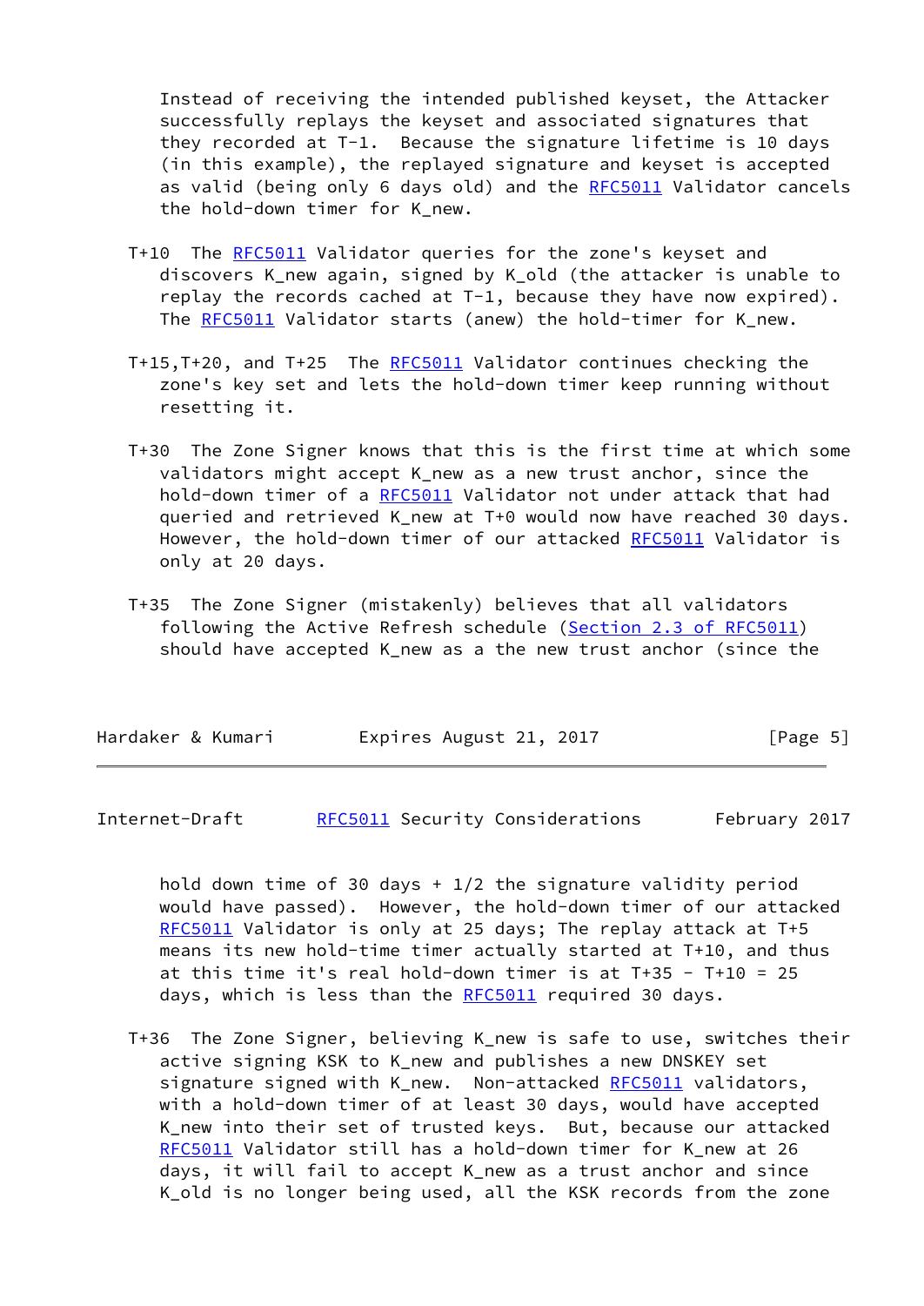Instead of receiving the intended published keyset, the Attacker successfully replays the keyset and associated signatures that they recorded at T-1. Because the signature lifetime is 10 days (in this example), the replayed signature and keyset is accepted as valid (being only 6 days old) and the RFC5011 Validator cancels the hold-down timer for K_new.

T+10 The RFC5011 Validator queries for the zone's keyset and discovers K_new again, signed by K_old (the attacker is unable to replay the records cached at T-1, because they have now expired). The RFC5011 Validator starts (anew) the hold-timer for K_new.

T+15,T+20, and T+25 The RFC5011 Validator continues checking the zone's key set and lets the hold-down timer keep running without resetting it.

T+30 The Zone Signer knows that this is the first time at which some validators might accept K_new as a new trust anchor, since the hold-down timer of a RFC5011 Validator not under attack that had queried and retrieved K_new at T+0 would now have reached 30 days. However, the hold-down timer of our attacked RFC5011 Validator is only at 20 days.

T+35 The Zone Signer (mistakenly) believes that all validators following the Active Refresh schedule (Section 2.3 of RFC5011) should have accepted K_new as a the new trust anchor (since the hold down time of 30 days + 1/2 the signature validity period would have passed). However, the hold-down timer of our attacked RFC5011 Validator is only at 25 days; The replay attack at T+5 means its new hold-time timer actually started at T+10, and thus at this time it's real hold-down timer is at T+35 - T+10 = 25 days, which is less than the RFC5011 required 30 days.

T+36 The Zone Signer, believing K_new is safe to use, switches their active signing KSK to K_new and publishes a new DNSKEY set signature signed with K_new. Non-attacked RFC5011 validators, with a hold-down timer of at least 30 days, would have accepted K_new into their set of trusted keys. But, because our attacked RFC5011 Validator still has a hold-down timer for K_new at 26 days, it will fail to accept K_new as a trust anchor and since K_old is no longer being used, all the KSK records from the zone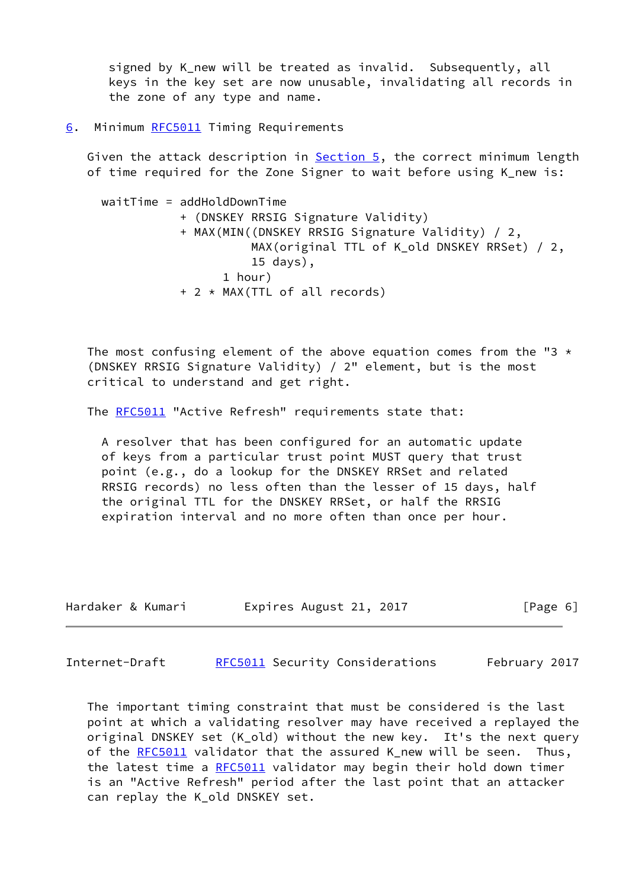signed by K_new will be treated as invalid. Subsequently, all keys in the key set are now unusable, invalidating all records in the zone of any type and name.

## 6. Minimum RFC5011 Timing Requirements

Given the attack description in Section 5, the correct minimum length of time required for the Zone Signer to wait before using K_new is:

```
waitTime = addHoldDownTime
           + (DNSKEY RRSIG Signature Validity)
           + MAX(MIN((DNSKEY RRSIG Signature Validity) / 2,
                     MAX(original TTL of K_old DNSKEY RRSet) / 2,
                     15 days),
                 1 hour)
           + 2 * MAX(TTL of all records)
```

The most confusing element of the above equation comes from the "3 * (DNSKEY RRSIG Signature Validity) / 2" element, but is the most critical to understand and get right.

The RFC5011 "Active Refresh" requirements state that:

> A resolver that has been configured for an automatic update of keys from a particular trust point MUST query that trust point (e.g., do a lookup for the DNSKEY RRSet and related RRSIG records) no less often than the lesser of 15 days, half the original TTL for the DNSKEY RRSet, or half the RRSIG expiration interval and no more often than once per hour.

The important timing constraint that must be considered is the last point at which a validating resolver may have received a replayed the original DNSKEY set (K_old) without the new key. It's the next query of the RFC5011 validator that the assured K_new will be seen. Thus, the latest time a RFC5011 validator may begin their hold down timer is an "Active Refresh" period after the last point that an attacker can replay the K_old DNSKEY set.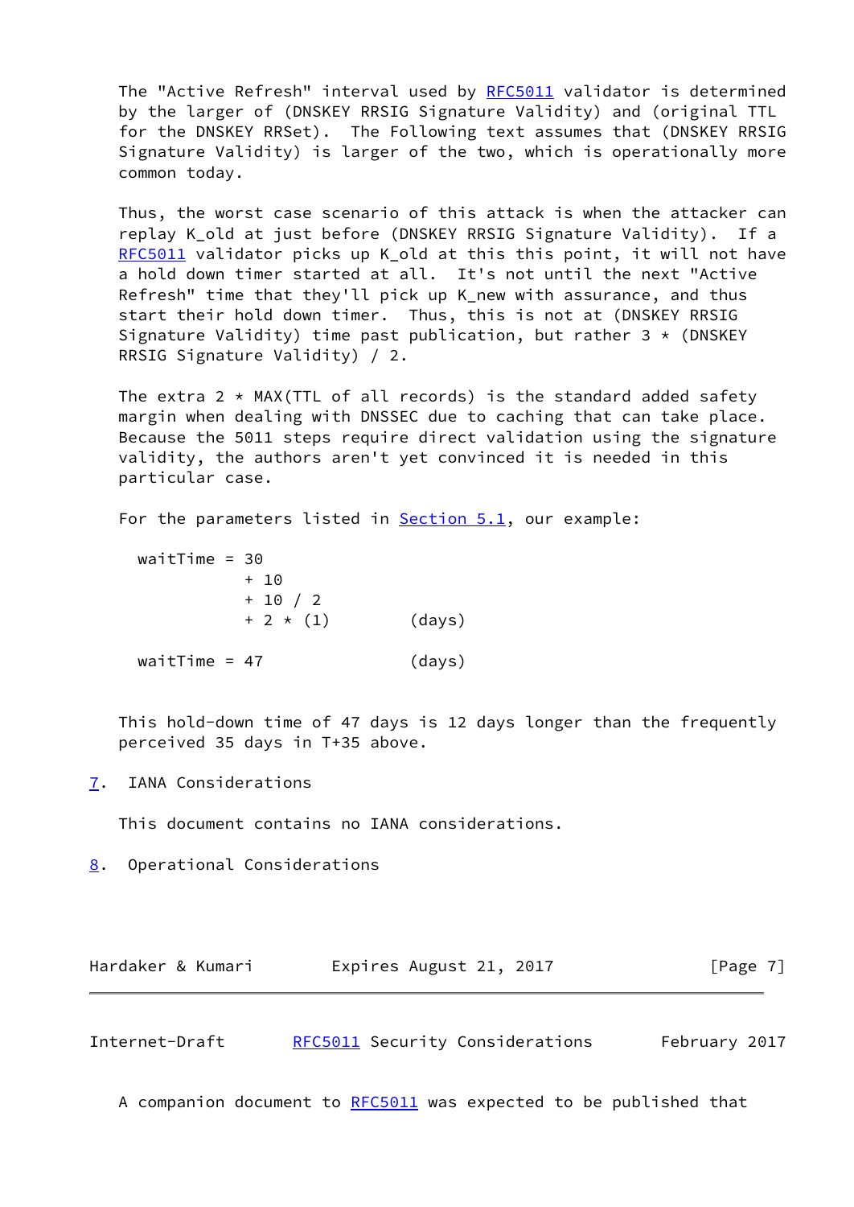The "Active Refresh" interval used by RFC5011 validator is determined by the larger of (DNSKEY RRSIG Signature Validity) and (original TTL for the DNSKEY RRSet). The Following text assumes that (DNSKEY RRSIG Signature Validity) is larger of the two, which is operationally more common today.

Thus, the worst case scenario of this attack is when the attacker can replay K_old at just before (DNSKEY RRSIG Signature Validity). If a RFC5011 validator picks up K_old at this this point, it will not have a hold down timer started at all. It's not until the next "Active Refresh" time that they'll pick up K_new with assurance, and thus start their hold down timer. Thus, this is not at (DNSKEY RRSIG Signature Validity) time past publication, but rather 3 * (DNSKEY RRSIG Signature Validity) / 2.

The extra 2 * MAX(TTL of all records) is the standard added safety margin when dealing with DNSSEC due to caching that can take place. Because the 5011 steps require direct validation using the signature validity, the authors aren't yet convinced it is needed in this particular case.

For the parameters listed in Section 5.1, our example:

```
waitTime = 30
           + 10
           + 10 / 2
           + 2 * (1)        (days)

waitTime = 47               (days)
```

This hold-down time of 47 days is 12 days longer than the frequently perceived 35 days in T+35 above.

## 7. IANA Considerations

This document contains no IANA considerations.

## 8. Operational Considerations

A companion document to RFC5011 was expected to be published that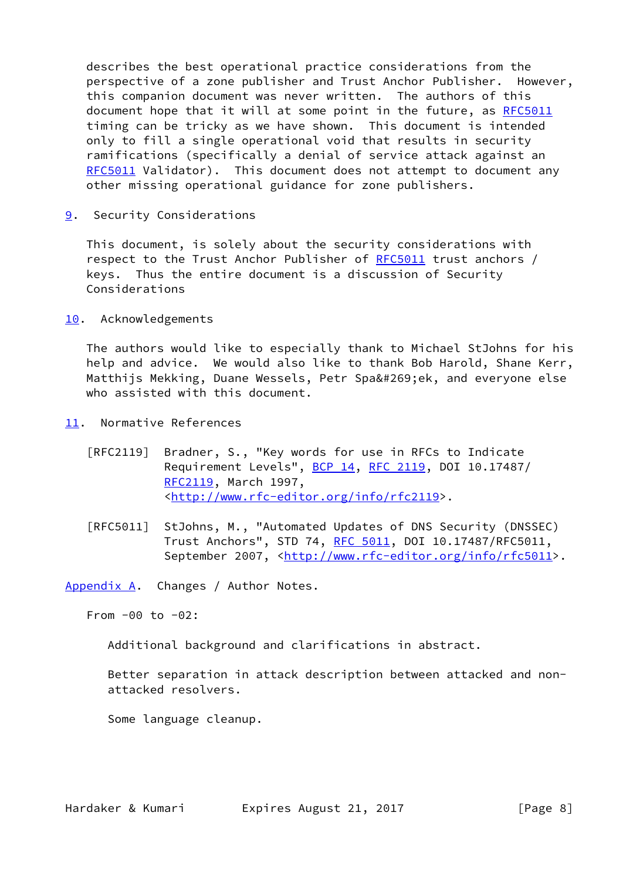describes the best operational practice considerations from the perspective of a zone publisher and Trust Anchor Publisher. However, this companion document was never written. The authors of this document hope that it will at some point in the future, as RFC5011 timing can be tricky as we have shown. This document is intended only to fill a single operational void that results in security ramifications (specifically a denial of service attack against an RFC5011 Validator). This document does not attempt to document any other missing operational guidance for zone publishers.

## 9. Security Considerations

This document, is solely about the security considerations with respect to the Trust Anchor Publisher of RFC5011 trust anchors / keys. Thus the entire document is a discussion of Security Considerations

## 10. Acknowledgements

The authors would like to especially thank to Michael StJohns for his help and advice. We would also like to thank Bob Harold, Shane Kerr, Matthijs Mekking, Duane Wessels, Petr Spa&#269;ek, and everyone else who assisted with this document.

## 11. Normative References

[RFC2119] Bradner, S., "Key words for use in RFCs to Indicate Requirement Levels", BCP 14, RFC 2119, DOI 10.17487/RFC2119, March 1997, <http://www.rfc-editor.org/info/rfc2119>.

[RFC5011] StJohns, M., "Automated Updates of DNS Security (DNSSEC) Trust Anchors", STD 74, RFC 5011, DOI 10.17487/RFC5011, September 2007, <http://www.rfc-editor.org/info/rfc5011>.

## Appendix A. Changes / Author Notes.

From -00 to -02:

Additional background and clarifications in abstract.

Better separation in attack description between attacked and non-attacked resolvers.

Some language cleanup.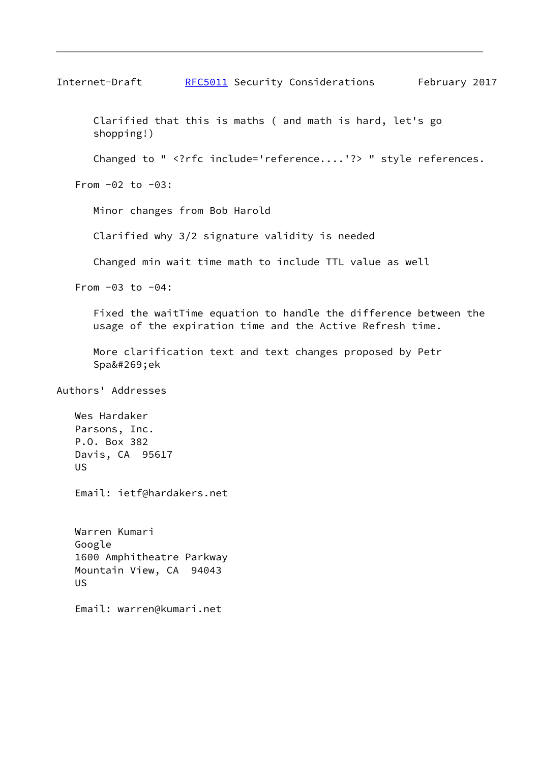Clarified that this is maths ( and math is hard, let's go shopping!)

Changed to " <?rfc include='reference....'?> " style references.

From -02 to -03:

Minor changes from Bob Harold

Clarified why 3/2 signature validity is needed

Changed min wait time math to include TTL value as well

From -03 to -04:

Fixed the waitTime equation to handle the difference between the usage of the expiration time and the Active Refresh time.

More clarification text and text changes proposed by Petr Spa&#269;ek

## Authors' Addresses

Wes Hardaker
Parsons, Inc.
P.O. Box 382
Davis, CA  95617
US

Email: ietf@hardakers.net

Warren Kumari
Google
1600 Amphitheatre Parkway
Mountain View, CA  94043
US

Email: warren@kumari.net